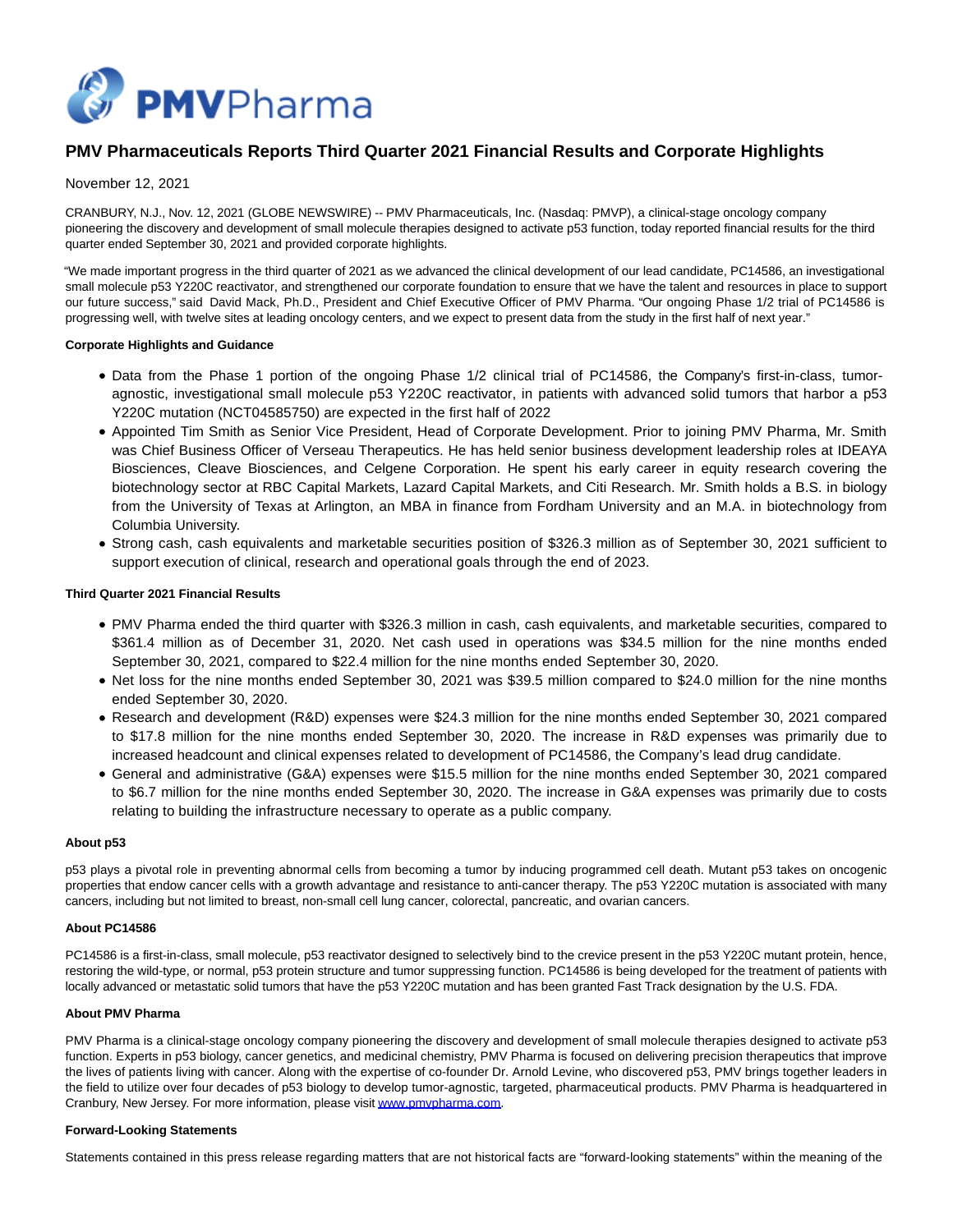# PMV Pharmaceuticals Reports Third Quarter 2021 Financial Results and Corporate Highlights

November 12, 2021

CRANBURY, N.J., Nov. 12, 2021 (GLOBE NEWSWIRE) -- PMV Pharmaceuticals, Inc. (Nasdaq: PMVP), a clinical-stage oncology company pioneering the discovery and development of small molecule therapies designed to activate p53 function, today reported financial results for the third quarter ended September 30, 2021 and provided corporate highlights.

"We made important progress in the third quarter of 2021 as we advanced the clinical development of our lead candidate, PC14586, an investigational small molecule p53 Y220C reactivator, and strengthened our corporate foundation to ensure that we have the talent and resources in place to support our future success," said David Mack, Ph.D., President and Chief Executive Officer of PMV Pharma. "Our ongoing Phase 1/2 trial of PC14586 is progressing well, with twelve sites at leading oncology centers, and we expect to present data from the study in the first half of next year."

**Corporate Highlights and Guidance**

- Data from the Phase 1 portion of the ongoing Phase 1/2 clinical trial of PC14586, the Company's first-in-class, tumor-agnostic, investigational small molecule p53 Y220C reactivator, in patients with advanced solid tumors that harbor a p53 Y220C mutation (NCT04585750) are expected in the first half of 2022
- Appointed Tim Smith as Senior Vice President, Head of Corporate Development. Prior to joining PMV Pharma, Mr. Smith was Chief Business Officer of Verseau Therapeutics. He has held senior business development leadership roles at IDEAYA Biosciences, Cleave Biosciences, and Celgene Corporation. He spent his early career in equity research covering the biotechnology sector at RBC Capital Markets, Lazard Capital Markets, and Citi Research. Mr. Smith holds a B.S. in biology from the University of Texas at Arlington, an MBA in finance from Fordham University and an M.A. in biotechnology from Columbia University.
- Strong cash, cash equivalents and marketable securities position of $326.3 million as of September 30, 2021 sufficient to support execution of clinical, research and operational goals through the end of 2023.

**Third Quarter 2021 Financial Results**

- PMV Pharma ended the third quarter with $326.3 million in cash, cash equivalents, and marketable securities, compared to $361.4 million as of December 31, 2020. Net cash used in operations was $34.5 million for the nine months ended September 30, 2021, compared to $22.4 million for the nine months ended September 30, 2020.
- Net loss for the nine months ended September 30, 2021 was $39.5 million compared to $24.0 million for the nine months ended September 30, 2020.
- Research and development (R&D) expenses were $24.3 million for the nine months ended September 30, 2021 compared to $17.8 million for the nine months ended September 30, 2020. The increase in R&D expenses was primarily due to increased headcount and clinical expenses related to development of PC14586, the Company's lead drug candidate.
- General and administrative (G&A) expenses were $15.5 million for the nine months ended September 30, 2021 compared to $6.7 million for the nine months ended September 30, 2020. The increase in G&A expenses was primarily due to costs relating to building the infrastructure necessary to operate as a public company.

**About p53**

p53 plays a pivotal role in preventing abnormal cells from becoming a tumor by inducing programmed cell death. Mutant p53 takes on oncogenic properties that endow cancer cells with a growth advantage and resistance to anti-cancer therapy. The p53 Y220C mutation is associated with many cancers, including but not limited to breast, non-small cell lung cancer, colorectal, pancreatic, and ovarian cancers.

**About PC14586**

PC14586 is a first-in-class, small molecule, p53 reactivator designed to selectively bind to the crevice present in the p53 Y220C mutant protein, hence, restoring the wild-type, or normal, p53 protein structure and tumor suppressing function. PC14586 is being developed for the treatment of patients with locally advanced or metastatic solid tumors that have the p53 Y220C mutation and has been granted Fast Track designation by the U.S. FDA.

**About PMV Pharma**

PMV Pharma is a clinical-stage oncology company pioneering the discovery and development of small molecule therapies designed to activate p53 function. Experts in p53 biology, cancer genetics, and medicinal chemistry, PMV Pharma is focused on delivering precision therapeutics that improve the lives of patients living with cancer. Along with the expertise of co-founder Dr. Arnold Levine, who discovered p53, PMV brings together leaders in the field to utilize over four decades of p53 biology to develop tumor-agnostic, targeted, pharmaceutical products. PMV Pharma is headquartered in Cranbury, New Jersey. For more information, please visit www.pmvpharma.com.

**Forward-Looking Statements**

Statements contained in this press release regarding matters that are not historical facts are "forward-looking statements" within the meaning of the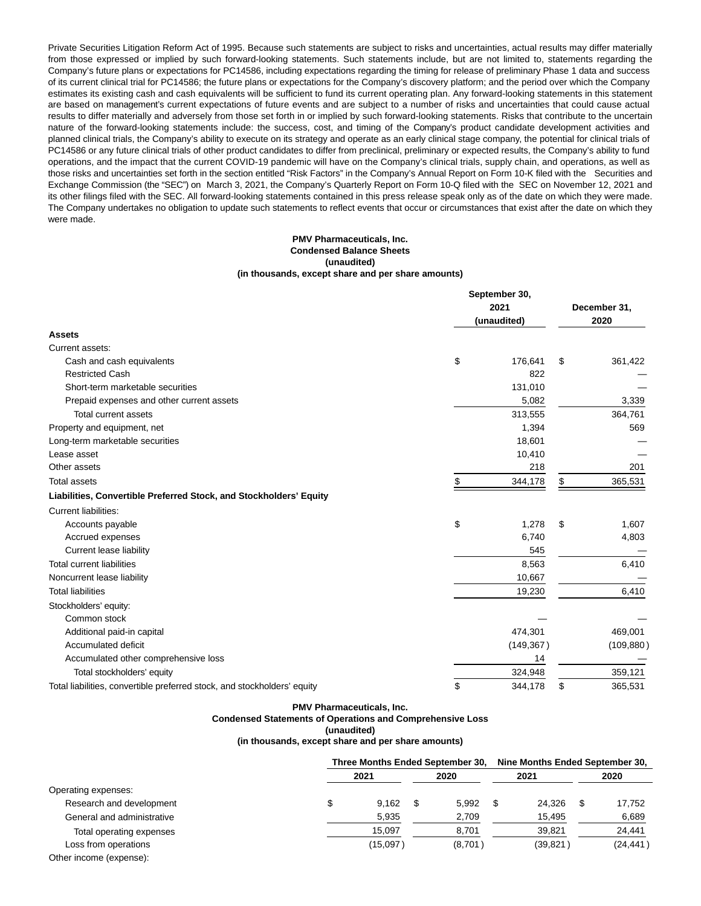Private Securities Litigation Reform Act of 1995. Because such statements are subject to risks and uncertainties, actual results may differ materially from those expressed or implied by such forward-looking statements. Such statements include, but are not limited to, statements regarding the Company's future plans or expectations for PC14586, including expectations regarding the timing for release of preliminary Phase 1 data and success of its current clinical trial for PC14586; the future plans or expectations for the Company's discovery platform; and the period over which the Company estimates its existing cash and cash equivalents will be sufficient to fund its current operating plan. Any forward-looking statements in this statement are based on management's current expectations of future events and are subject to a number of risks and uncertainties that could cause actual results to differ materially and adversely from those set forth in or implied by such forward-looking statements. Risks that contribute to the uncertain nature of the forward-looking statements include: the success, cost, and timing of the Company's product candidate development activities and planned clinical trials, the Company's ability to execute on its strategy and operate as an early clinical stage company, the potential for clinical trials of PC14586 or any future clinical trials of other product candidates to differ from preclinical, preliminary or expected results, the Company's ability to fund operations, and the impact that the current COVID-19 pandemic will have on the Company's clinical trials, supply chain, and operations, as well as those risks and uncertainties set forth in the section entitled "Risk Factors" in the Company's Annual Report on Form 10-K filed with the Securities and Exchange Commission (the "SEC") on March 3, 2021, the Company's Quarterly Report on Form 10-Q filed with the SEC on November 12, 2021 and its other filings filed with the SEC. All forward-looking statements contained in this press release speak only as of the date on which they were made. The Company undertakes no obligation to update such statements to reflect events that occur or circumstances that exist after the date on which they were made.

**PMV Pharmaceuticals, Inc.**
**Condensed Balance Sheets**
**(unaudited)**
**(in thousands, except share and per share amounts)**

| | September 30, 2021 (unaudited) | December 31, 2020 |
|---|---|---|
| **Assets** | | |
| Current assets: | | |
| Cash and cash equivalents | $ 176,641 | $ 361,422 |
| Restricted Cash | 822 | — |
| Short-term marketable securities | 131,010 | — |
| Prepaid expenses and other current assets | 5,082 | 3,339 |
| Total current assets | 313,555 | 364,761 |
| Property and equipment, net | 1,394 | 569 |
| Long-term marketable securities | 18,601 | — |
| Lease asset | 10,410 | — |
| Other assets | 218 | 201 |
| Total assets | $ 344,178 | $ 365,531 |
| **Liabilities, Convertible Preferred Stock, and Stockholders' Equity** | | |
| Current liabilities: | | |
| Accounts payable | $ 1,278 | $ 1,607 |
| Accrued expenses | 6,740 | 4,803 |
| Current lease liability | 545 | — |
| Total current liabilities | 8,563 | 6,410 |
| Noncurrent lease liability | 10,667 | — |
| Total liabilities | 19,230 | 6,410 |
| Stockholders' equity: | | |
| Common stock | — | — |
| Additional paid-in capital | 474,301 | 469,001 |
| Accumulated deficit | (149,367) | (109,880) |
| Accumulated other comprehensive loss | 14 | — |
| Total stockholders' equity | 324,948 | 359,121 |
| Total liabilities, convertible preferred stock, and stockholders' equity | $ 344,178 | $ 365,531 |

**PMV Pharmaceuticals, Inc.**
**Condensed Statements of Operations and Comprehensive Loss**
**(unaudited)**
**(in thousands, except share and per share amounts)**

| | Three Months Ended September 30, | | Nine Months Ended September 30, | |
|---|---|---|---|---|
| | 2021 | 2020 | 2021 | 2020 |
| Operating expenses: | | | | |
| Research and development | $ 9,162 | $ 5,992 | $ 24,326 | $ 17,752 |
| General and administrative | 5,935 | 2,709 | 15,495 | 6,689 |
| Total operating expenses | 15,097 | 8,701 | 39,821 | 24,441 |
| Loss from operations | (15,097) | (8,701) | (39,821) | (24,441) |
| Other income (expense): | | | | |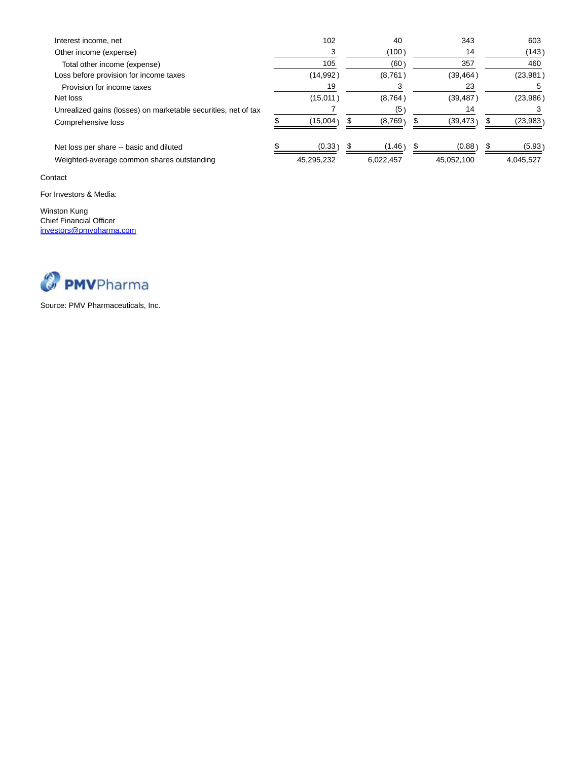| | | | | |
|---|---|---|---|---|
| Interest income, net | 102 | 40 | 343 | 603 |
| Other income (expense) | 3 | (100) | 14 | (143) |
| Total other income (expense) | 105 | (60) | 357 | 460 |
| Loss before provision for income taxes | (14,992) | (8,761) | (39,464) | (23,981) |
| Provision for income taxes | 19 | 3 | 23 | 5 |
| Net loss | (15,011) | (8,764) | (39,487) | (23,986) |
| Unrealized gains (losses) on marketable securities, net of tax | 7 | (5) | 14 | 3 |
| Comprehensive loss | $ (15,004) | $ (8,769) | $ (39,473) | $ (23,983) |
| | | | | |
| Net loss per share -- basic and diluted | $ (0.33) | $ (1.46) | $ (0.88) | $ (5.93) |
| Weighted-average common shares outstanding | 45,295,232 | 6,022,457 | 45,052,100 | 4,045,527 |

Contact

For Investors & Media:

Winston Kung
Chief Financial Officer
investors@pmvpharma.com

PMVPharma

Source: PMV Pharmaceuticals, Inc.